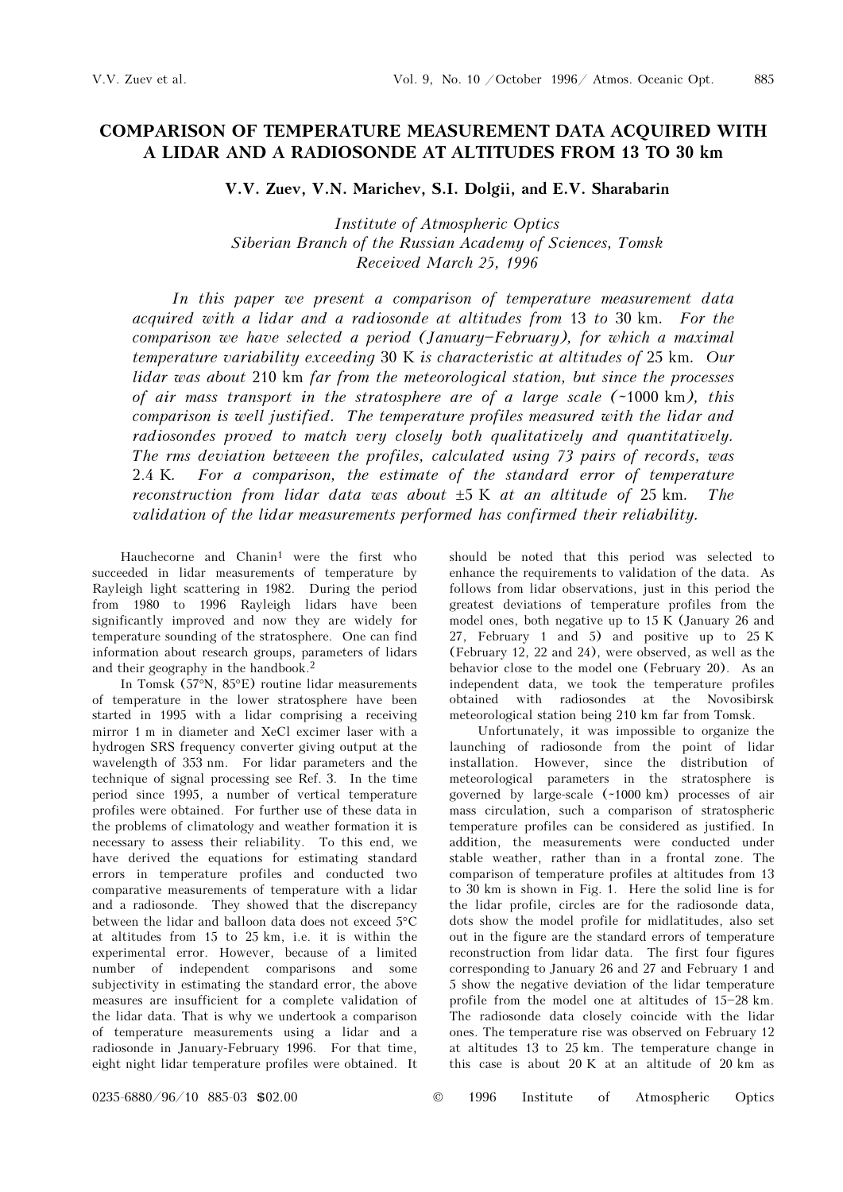# COMPARISON OF TEMPERATURE MEASUREMENT DATA ACQUIRED WITH A LIDAR AND A RADIOSONDE AT ALTITUDES FROM 13 TO 30 km

**V.V. Zuev, V.N. Marichev, S.I. Dolgii, and E.V. Sharabarin**

*Institute of Atmospheric Optics*
*Siberian Branch of the Russian Academy of Sciences, Tomsk*
*Received March 25, 1996*

*In this paper we present a comparison of temperature measurement data acquired with a lidar and a radiosonde at altitudes from* 13 *to* 30 km. *For the comparison we have selected a period (January–February), for which a maximal temperature variability exceeding* 30 K *is characteristic at altitudes of* 25 km. *Our lidar was about* 210 km *far from the meteorological station, but since the processes of air mass transport in the stratosphere are of a large scale (~*1000 km*), this comparison is well justified. The temperature profiles measured with the lidar and radiosondes proved to match very closely both qualitatively and quantitatively. The rms deviation between the profiles, calculated using* 73 *pairs of records, was* 2.4 K. *For a comparison, the estimate of the standard error of temperature reconstruction from lidar data was about* ±5 K *at an altitude of* 25 km. *The validation of the lidar measurements performed has confirmed their reliability.*

Hauchecorne and Chanin[1] were the first who succeeded in lidar measurements of temperature by Rayleigh light scattering in 1982. During the period from 1980 to 1996 Rayleigh lidars have been significantly improved and now they are widely for temperature sounding of the stratosphere. One can find information about research groups, parameters of lidars and their geography in the handbook.[2]

In Tomsk (57°N, 85°E) routine lidar measurements of temperature in the lower stratosphere have been started in 1995 with a lidar comprising a receiving mirror 1 m in diameter and XeCl excimer laser with a hydrogen SRS frequency converter giving output at the wavelength of 353 nm. For lidar parameters and the technique of signal processing see Ref. 3. In the time period since 1995, a number of vertical temperature profiles were obtained. For further use of these data in the problems of climatology and weather formation it is necessary to assess their reliability. To this end, we have derived the equations for estimating standard errors in temperature profiles and conducted two comparative measurements of temperature with a lidar and a radiosonde. They showed that the discrepancy between the lidar and balloon data does not exceed 5°C at altitudes from 15 to 25 km, i.e. it is within the experimental error. However, because of a limited number of independent comparisons and some subjectivity in estimating the standard error, the above measures are insufficient for a complete validation of the lidar data. That is why we undertook a comparison of temperature measurements using a lidar and a radiosonde in January-February 1996. For that time, eight night lidar temperature profiles were obtained. It should be noted that this period was selected to enhance the requirements to validation of the data. As follows from lidar observations, just in this period the greatest deviations of temperature profiles from the model ones, both negative up to 15 K (January 26 and 27, February 1 and 5) and positive up to 25 K (February 12, 22 and 24), were observed, as well as the behavior close to the model one (February 20). As an independent data, we took the temperature profiles obtained with radiosondes at the Novosibirsk meteorological station being 210 km far from Tomsk.

Unfortunately, it was impossible to organize the launching of radiosonde from the point of lidar installation. However, since the distribution of meteorological parameters in the stratosphere is governed by large-scale (~1000 km) processes of air mass circulation, such a comparison of stratospheric temperature profiles can be considered as justified. In addition, the measurements were conducted under stable weather, rather than in a frontal zone. The comparison of temperature profiles at altitudes from 13 to 30 km is shown in Fig. 1. Here the solid line is for the lidar profile, circles are for the radiosonde data, dots show the model profile for midlatitudes, also set out in the figure are the standard errors of temperature reconstruction from lidar data. The first four figures corresponding to January 26 and 27 and February 1 and 5 show the negative deviation of the lidar temperature profile from the model one at altitudes of 15–28 km. The radiosonde data closely coincide with the lidar ones. The temperature rise was observed on February 12 at altitudes 13 to 25 km. The temperature change in this case is about 20 K at an altitude of 20 km as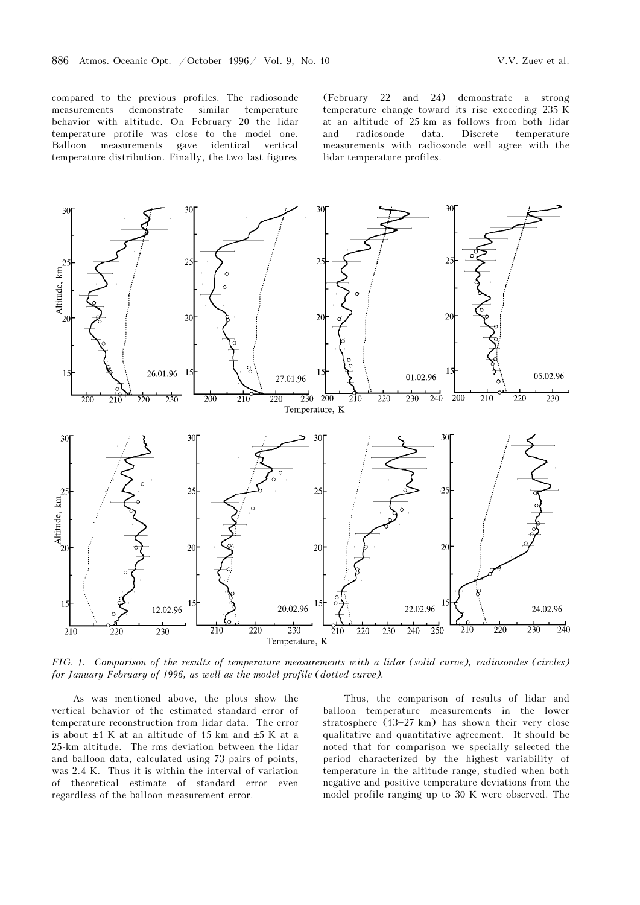compared to the previous profiles. The radiosonde measurements demonstrate similar temperature behavior with altitude. On February 20 the lidar temperature profile was close to the model one. Balloon measurements gave identical vertical temperature distribution. Finally, the two last figures (February 22 and 24) demonstrate a strong temperature change toward its rise exceeding 235 K at an altitude of 25 km as follows from both lidar and radiosonde data. Discrete temperature measurements with radiosonde well agree with the lidar temperature profiles.

*FIG. 1. Comparison of the results of temperature measurements with a lidar (solid curve), radiosondes (circles) for January-February of 1996, as well as the model profile (dotted curve).*

As was mentioned above, the plots show the vertical behavior of the estimated standard error of temperature reconstruction from lidar data. The error is about ±1 K at an altitude of 15 km and ±5 K at a 25-km altitude. The rms deviation between the lidar and balloon data, calculated using 73 pairs of points, was 2.4 K. Thus it is within the interval of variation of theoretical estimate of standard error even regardless of the balloon measurement error.

Thus, the comparison of results of lidar and balloon temperature measurements in the lower stratosphere (13–27 km) has shown their very close qualitative and quantitative agreement. It should be noted that for comparison we specially selected the period characterized by the highest variability of temperature in the altitude range, studied when both negative and positive temperature deviations from the model profile ranging up to 30 K were observed. The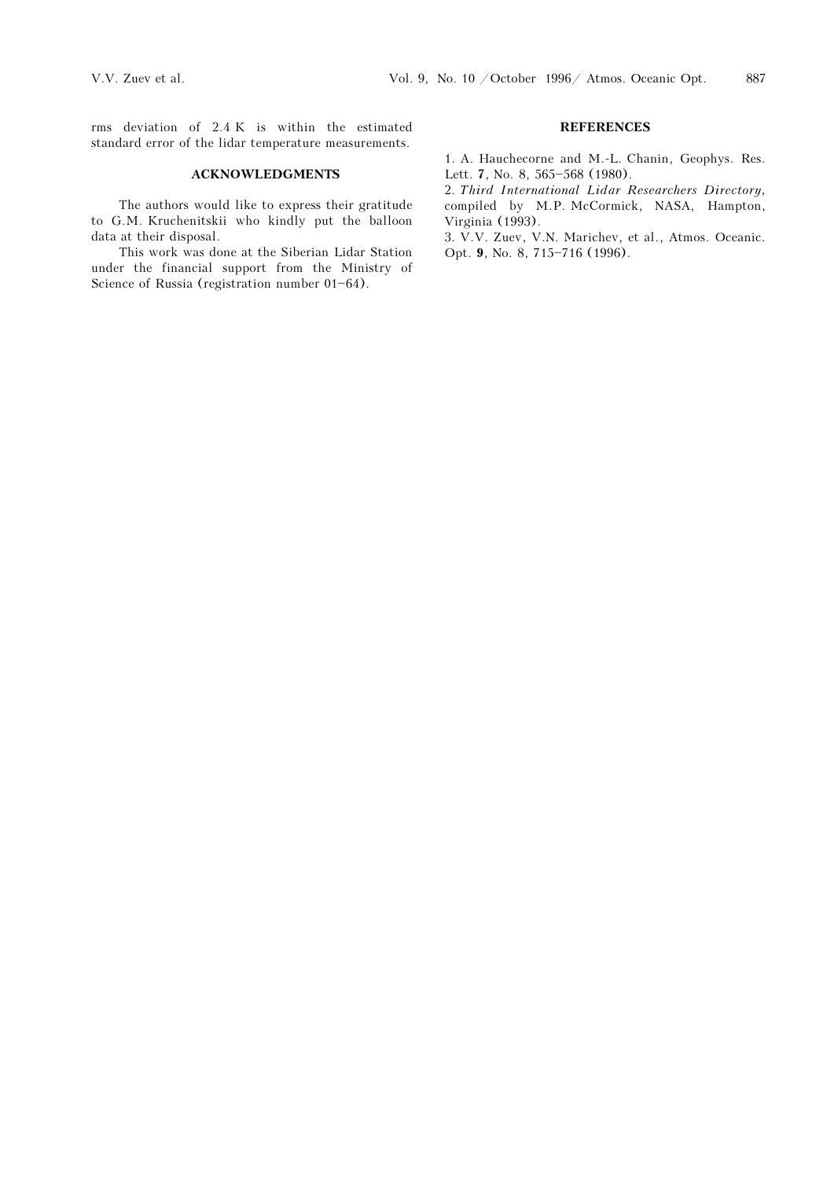rms deviation of 2.4 K is within the estimated standard error of the lidar temperature measurements.

## ACKNOWLEDGMENTS

The authors would like to express their gratitude to G.M. Kruchenitskii who kindly put the balloon data at their disposal.

This work was done at the Siberian Lidar Station under the financial support from the Ministry of Science of Russia (registration number 01–64).

## REFERENCES

1. A. Hauchecorne and M.-L. Chanin, Geophys. Res. Lett. **7**, No. 8, 565–568 (1980).
2. *Third International Lidar Researchers Directory*, compiled by M.P. McCormick, NASA, Hampton, Virginia (1993).
3. V.V. Zuev, V.N. Marichev, et al., Atmos. Oceanic. Opt. **9**, No. 8, 715–716 (1996).